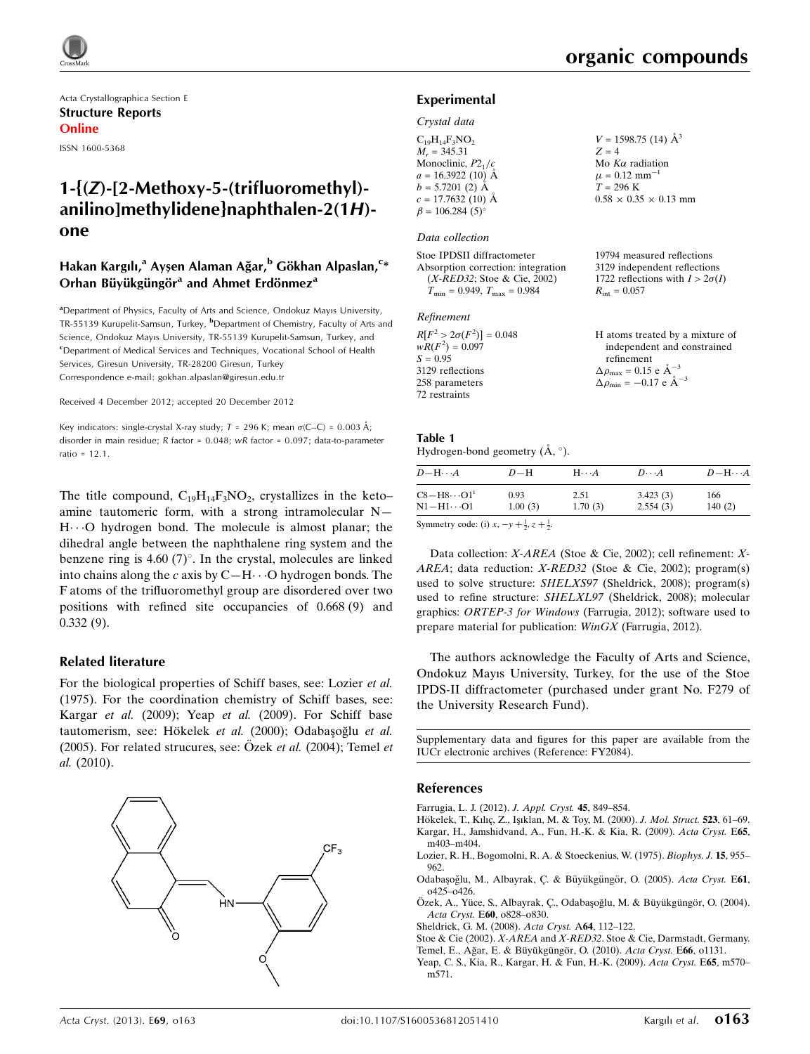Acta Crystallographica Section E
**Structure Reports Online**
ISSN 1600-5368

# 1-{(Z)-[2-Methoxy-5-(trifluoromethyl)-anilino]methylidene}naphthalen-2(1H)-one

**Hakan Kargılı,[a] Ayşen Alaman Ağar,[b] Gökhan Alpaslan,[c]* Orhan Büyükgüngör[a] and Ahmet Erdönmez[a]**

[a]Department of Physics, Faculty of Arts and Science, Ondokuz Mayıs University, TR-55139 Kurupelit-Samsun, Turkey, [b]Department of Chemistry, Faculty of Arts and Science, Ondokuz Mayıs University, TR-55139 Kurupelit-Samsun, Turkey, and [c]Department of Medical Services and Techniques, Vocational School of Health Services, Giresun University, TR-28200 Giresun, Turkey
Correspondence e-mail: gokhan.alpaslan@giresun.edu.tr

Received 4 December 2012; accepted 20 December 2012

Key indicators: single-crystal X-ray study; $T = 296$ K; mean $\sigma$(C–C) = 0.003 Å; disorder in main residue; $R$ factor = 0.048; $wR$ factor = 0.097; data-to-parameter ratio = 12.1.

The title compound, $C_{19}H_{14}F_3NO_2$, crystallizes in the keto–amine tautomeric form, with a strong intramolecular N—H···O hydrogen bond. The molecule is almost planar; the dihedral angle between the naphthalene ring system and the benzene ring is 4.60 (7)°. In the crystal, molecules are linked into chains along the $c$ axis by C—H···O hydrogen bonds. The F atoms of the trifluoromethyl group are disordered over two positions with refined site occupancies of 0.668 (9) and 0.332 (9).

## Related literature

For the biological properties of Schiff bases, see: Lozier *et al.* (1975). For the coordination chemistry of Schiff bases, see: Kargar *et al.* (2009); Yeap *et al.* (2009). For Schiff base tautomerism, see: Hökelek *et al.* (2000); Odabaşoğlu *et al.* (2005). For related strucures, see: Özek *et al.* (2004); Temel *et al.* (2010).

## Experimental

### Crystal data

$C_{19}H_{14}F_3NO_2$
$M_r = 345.31$
Monoclinic, $P2_1/c$
$a = 16.3922$ (10) Å
$b = 5.7201$ (2) Å
$c = 17.7632$ (10) Å
$\beta = 106.284$ (5)°
$V = 1598.75$ (14) Å$^3$
$Z = 4$
Mo $K\alpha$ radiation
$\mu = 0.12$ mm$^{-1}$
$T = 296$ K
0.58 × 0.35 × 0.13 mm

### Data collection

Stoe IPDSII diffractometer
Absorption correction: integration (*X-RED32*; Stoe & Cie, 2002)
$T_{min} = 0.949$, $T_{max} = 0.984$
19794 measured reflections
3129 independent reflections
1722 reflections with $I > 2\sigma(I)$
$R_{int} = 0.057$

### Refinement

$R[F^2 > 2\sigma(F^2)] = 0.048$
$wR(F^2) = 0.097$
$S = 0.95$
3129 reflections
258 parameters
72 restraints
H atoms treated by a mixture of independent and constrained refinement
$\Delta\rho_{max} = 0.15$ e Å$^{-3}$
$\Delta\rho_{min} = -0.17$ e Å$^{-3}$

**Table 1**
Hydrogen-bond geometry (Å, °).

| $D$—H···$A$ | $D$—H | H···$A$ | $D$···$A$ | $D$—H···$A$ |
|---|---|---|---|---|
| C8—H8···O1[i] | 0.93 | 2.51 | 3.423 (3) | 166 |
| N1—H1···O1 | 1.00 (3) | 1.70 (3) | 2.554 (3) | 140 (2) |

Symmetry code: (i) $x, -y + \frac{1}{2}, z + \frac{1}{2}$.

Data collection: *X-AREA* (Stoe & Cie, 2002); cell refinement: *X-AREA*; data reduction: *X-RED32* (Stoe & Cie, 2002); program(s) used to solve structure: *SHELXS97* (Sheldrick, 2008); program(s) used to refine structure: *SHELXL97* (Sheldrick, 2008); molecular graphics: *ORTEP-3 for Windows* (Farrugia, 2012); software used to prepare material for publication: *WinGX* (Farrugia, 2012).

The authors acknowledge the Faculty of Arts and Science, Ondokuz Mayıs University, Turkey, for the use of the Stoe IPDS-II diffractometer (purchased under grant No. F279 of the University Research Fund).

Supplementary data and figures for this paper are available from the IUCr electronic archives (Reference: FY2084).

## References

Farrugia, L. J. (2012). *J. Appl. Cryst.* **45**, 849–854.
Hökelek, T., Kılıç, Z., Işıklan, M. & Toy, M. (2000). *J. Mol. Struct.* **523**, 61–69.
Kargar, H., Jamshidvand, A., Fun, H.-K. & Kia, R. (2009). *Acta Cryst.* E**65**, m403–m404.
Lozier, R. H., Bogomolni, R. A. & Stoeckenius, W. (1975). *Biophys. J.* **15**, 955–962.
Odabaşoğlu, M., Albayrak, Ç. & Büyükgüngör, O. (2005). *Acta Cryst.* E**61**, o425–o426.
Özek, A., Yüce, S., Albayrak, Ç., Odabaşoğlu, M. & Büyükgüngör, O. (2004). *Acta Cryst.* E**60**, o828–o830.
Sheldrick, G. M. (2008). *Acta Cryst.* A**64**, 112–122.
Stoe & Cie (2002). *X-AREA* and *X-RED32*. Stoe & Cie, Darmstadt, Germany.
Temel, E., Ağar, E. & Büyükgüngör, O. (2010). *Acta Cryst.* E**66**, o1131.
Yeap, C. S., Kia, R., Kargar, H. & Fun, H.-K. (2009). *Acta Cryst.* E**65**, m570–m571.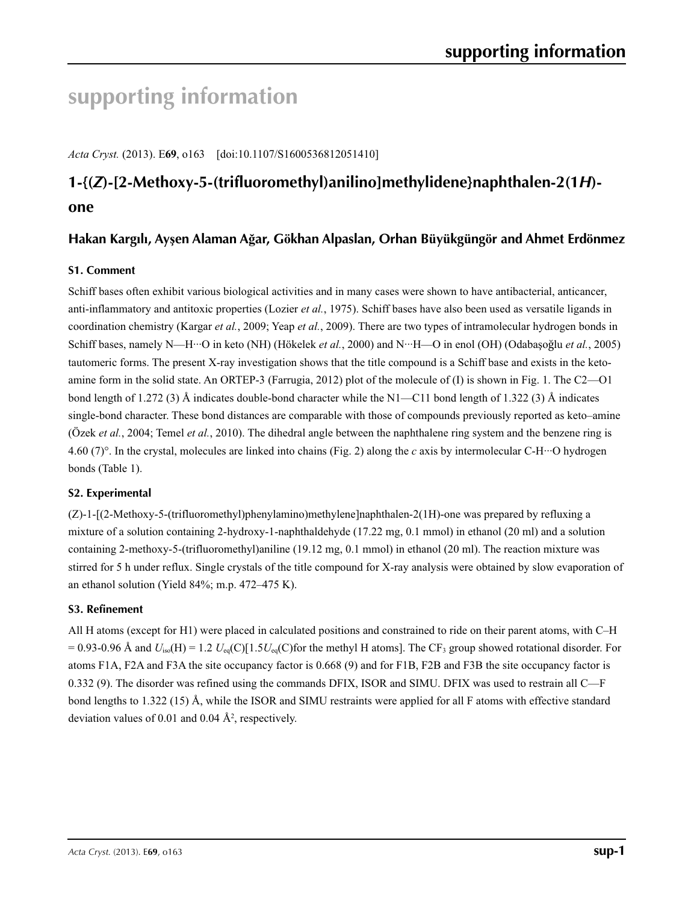# supporting information

*Acta Cryst.* (2013). E**69**, o163 [doi:10.1107/S1600536812051410]

## 1-{(*Z*)-[2-Methoxy-5-(trifluoromethyl)anilino]methylidene}naphthalen-2(1*H*)-one

### Hakan Kargılı, Ayşen Alaman Ağar, Gökhan Alpaslan, Orhan Büyükgüngör and Ahmet Erdönmez

### S1. Comment

Schiff bases often exhibit various biological activities and in many cases were shown to have antibacterial, anticancer, anti-inflammatory and antitoxic properties (Lozier *et al.*, 1975). Schiff bases have also been used as versatile ligands in coordination chemistry (Kargar *et al.*, 2009; Yeap *et al.*, 2009). There are two types of intramolecular hydrogen bonds in Schiff bases, namely N—H···O in keto (NH) (Hökelek *et al.*, 2000) and N···H—O in enol (OH) (Odabaşoğlu *et al.*, 2005) tautomeric forms. The present X-ray investigation shows that the title compound is a Schiff base and exists in the keto-amine form in the solid state. An ORTEP-3 (Farrugia, 2012) plot of the molecule of (I) is shown in Fig. 1. The C2—O1 bond length of 1.272 (3) Å indicates double-bond character while the N1—C11 bond length of 1.322 (3) Å indicates single-bond character. These bond distances are comparable with those of compounds previously reported as keto–amine (Özek *et al.*, 2004; Temel *et al.*, 2010). The dihedral angle between the naphthalene ring system and the benzene ring is 4.60 (7)°. In the crystal, molecules are linked into chains (Fig. 2) along the *c* axis by intermolecular C-H···O hydrogen bonds (Table 1).

### S2. Experimental

(Z)-1-[(2-Methoxy-5-(trifluoromethyl)phenylamino)methylene]naphthalen-2(1H)-one was prepared by refluxing a mixture of a solution containing 2-hydroxy-1-naphthaldehyde (17.22 mg, 0.1 mmol) in ethanol (20 ml) and a solution containing 2-methoxy-5-(trifluoromethyl)aniline (19.12 mg, 0.1 mmol) in ethanol (20 ml). The reaction mixture was stirred for 5 h under reflux. Single crystals of the title compound for X-ray analysis were obtained by slow evaporation of an ethanol solution (Yield 84%; m.p. 472–475 K).

### S3. Refinement

All H atoms (except for H1) were placed in calculated positions and constrained to ride on their parent atoms, with C–H = 0.93-0.96 Å and $U_{iso}$(H) = 1.2 $U_{eq}$(C)[1.5$U_{eq}$(C)for the methyl H atoms]. The $CF_3$ group showed rotational disorder. For atoms F1A, F2A and F3A the site occupancy factor is 0.668 (9) and for F1B, F2B and F3B the site occupancy factor is 0.332 (9). The disorder was refined using the commands DFIX, ISOR and SIMU. DFIX was used to restrain all C—F bond lengths to 1.322 (15) Å, while the ISOR and SIMU restraints were applied for all F atoms with effective standard deviation values of 0.01 and 0.04 Å$^2$, respectively.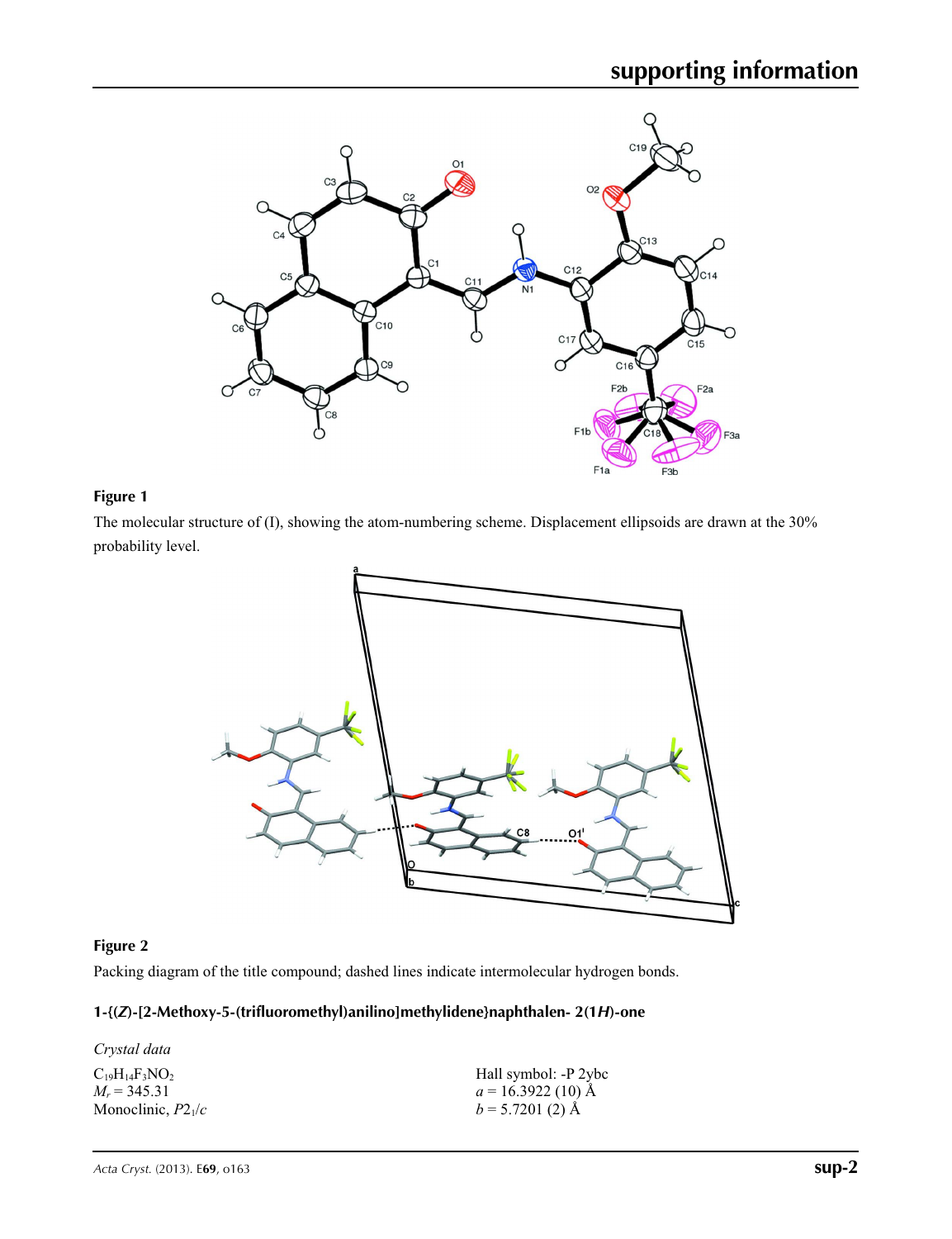**Figure 1**

The molecular structure of (I), showing the atom-numbering scheme. Displacement ellipsoids are drawn at the 30% probability level.

**Figure 2**

Packing diagram of the title compound; dashed lines indicate intermolecular hydrogen bonds.

## 1-{(*Z*)-[2-Methoxy-5-(trifluoromethyl)anilino]methylidene}naphthalen- 2(1*H*)-one

*Crystal data*

$C_{19}H_{14}F_3NO_2$
$M_r = 345.31$
Monoclinic, $P2_1/c$
Hall symbol: -P 2ybc
$a = 16.3922$ (10) Å
$b = 5.7201$ (2) Å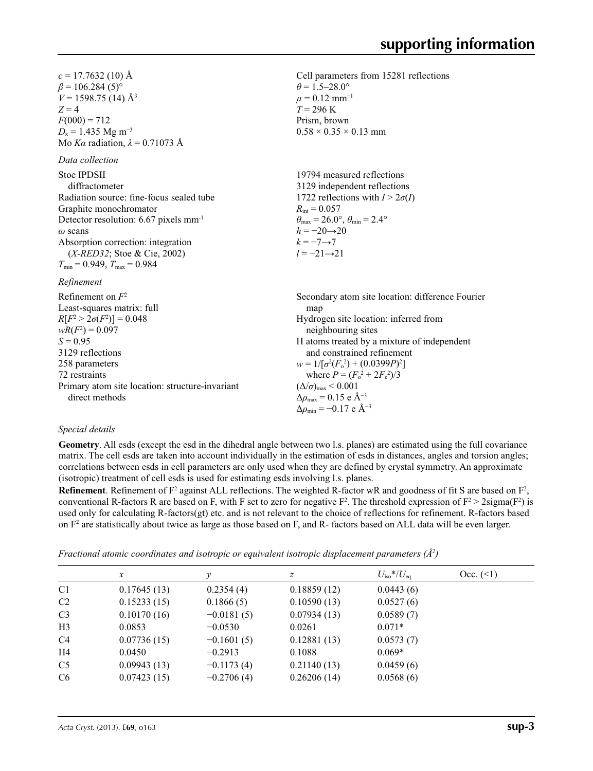$c$ = 17.7632 (10) Å
$\beta$ = 106.284 (5)°
$V$ = 1598.75 (14) Å$^3$
$Z$ = 4
$F$(000) = 712
$D_x$ = 1.435 Mg m$^{-3}$
Mo $K\alpha$ radiation, $\lambda$ = 0.71073 Å
Cell parameters from 15281 reflections
$\theta$ = 1.5–28.0°
$\mu$ = 0.12 mm$^{-1}$
$T$ = 296 K
Prism, brown
0.58 × 0.35 × 0.13 mm

*Data collection*

Stoe IPDSII diffractometer
Radiation source: fine-focus sealed tube
Graphite monochromator
Detector resolution: 6.67 pixels mm$^{-1}$
$\omega$ scans
Absorption correction: integration (*X-RED32*; Stoe & Cie, 2002)
$T_{min}$ = 0.949, $T_{max}$ = 0.984
19794 measured reflections
3129 independent reflections
1722 reflections with $I > 2\sigma(I)$
$R_{int}$ = 0.057
$\theta_{max}$ = 26.0°, $\theta_{min}$ = 2.4°
$h$ = −20→20
$k$ = −7→7
$l$ = −21→21

*Refinement*

Refinement on $F^2$
Least-squares matrix: full
$R[F^2 > 2\sigma(F^2)]$ = 0.048
$wR(F^2)$ = 0.097
$S$ = 0.95
3129 reflections
258 parameters
72 restraints
Primary atom site location: structure-invariant direct methods
Secondary atom site location: difference Fourier map
Hydrogen site location: inferred from neighbouring sites
H atoms treated by a mixture of independent and constrained refinement
$w = 1/[\sigma^2(F_o^2) + (0.0399P)^2]$ where $P = (F_o^2 + 2F_c^2)/3$
$(\Delta/\sigma)_{max} < 0.001$
$\Delta\rho_{max}$ = 0.15 e Å$^{-3}$
$\Delta\rho_{min}$ = −0.17 e Å$^{-3}$

*Special details*

**Geometry**. All esds (except the esd in the dihedral angle between two l.s. planes) are estimated using the full covariance matrix. The cell esds are taken into account individually in the estimation of esds in distances, angles and torsion angles; correlations between esds in cell parameters are only used when they are defined by crystal symmetry. An approximate (isotropic) treatment of cell esds is used for estimating esds involving l.s. planes.

**Refinement**. Refinement of F$^2$ against ALL reflections. The weighted R-factor wR and goodness of fit S are based on F$^2$, conventional R-factors R are based on F, with F set to zero for negative F$^2$. The threshold expression of F$^2$ > 2sigma(F$^2$) is used only for calculating R-factors(gt) etc. and is not relevant to the choice of reflections for refinement. R-factors based on F$^2$ are statistically about twice as large as those based on F, and R- factors based on ALL data will be even larger.

*Fractional atomic coordinates and isotropic or equivalent isotropic displacement parameters (Å$^2$)*

| | $x$ | $y$ | $z$ | $U_{iso}$*/$U_{eq}$ | Occ. (<1) |
|---|---|---|---|---|---|
| C1 | 0.17645 (13) | 0.2354 (4) | 0.18859 (12) | 0.0443 (6) | |
| C2 | 0.15233 (15) | 0.1866 (5) | 0.10590 (13) | 0.0527 (6) | |
| C3 | 0.10170 (16) | −0.0181 (5) | 0.07934 (13) | 0.0589 (7) | |
| H3 | 0.0853 | −0.0530 | 0.0261 | 0.071* | |
| C4 | 0.07736 (15) | −0.1601 (5) | 0.12881 (13) | 0.0573 (7) | |
| H4 | 0.0450 | −0.2913 | 0.1088 | 0.069* | |
| C5 | 0.09943 (13) | −0.1173 (4) | 0.21140 (13) | 0.0459 (6) | |
| C6 | 0.07423 (15) | −0.2706 (4) | 0.26206 (14) | 0.0568 (6) | |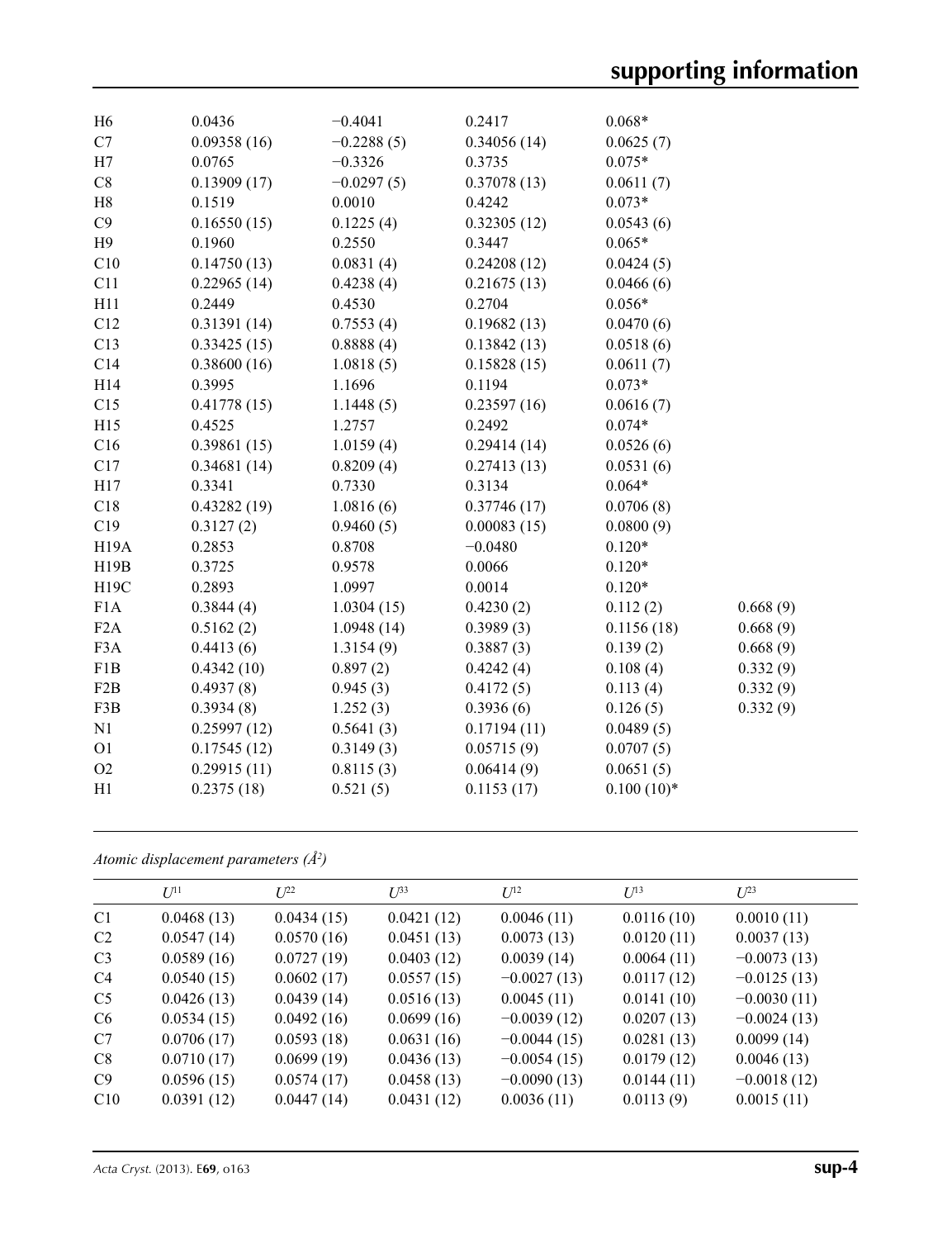| | | | | | |
|---|---|---|---|---|---|
| H6 | 0.0436 | −0.4041 | 0.2417 | 0.068* | |
| C7 | 0.09358 (16) | −0.2288 (5) | 0.34056 (14) | 0.0625 (7) | |
| H7 | 0.0765 | −0.3326 | 0.3735 | 0.075* | |
| C8 | 0.13909 (17) | −0.0297 (5) | 0.37078 (13) | 0.0611 (7) | |
| H8 | 0.1519 | 0.0010 | 0.4242 | 0.073* | |
| C9 | 0.16550 (15) | 0.1225 (4) | 0.32305 (12) | 0.0543 (6) | |
| H9 | 0.1960 | 0.2550 | 0.3447 | 0.065* | |
| C10 | 0.14750 (13) | 0.0831 (4) | 0.24208 (12) | 0.0424 (5) | |
| C11 | 0.22965 (14) | 0.4238 (4) | 0.21675 (13) | 0.0466 (6) | |
| H11 | 0.2449 | 0.4530 | 0.2704 | 0.056* | |
| C12 | 0.31391 (14) | 0.7553 (4) | 0.19682 (13) | 0.0470 (6) | |
| C13 | 0.33425 (15) | 0.8888 (4) | 0.13842 (13) | 0.0518 (6) | |
| C14 | 0.38600 (16) | 1.0818 (5) | 0.15828 (15) | 0.0611 (7) | |
| H14 | 0.3995 | 1.1696 | 0.1194 | 0.073* | |
| C15 | 0.41778 (15) | 1.1448 (5) | 0.23597 (16) | 0.0616 (7) | |
| H15 | 0.4525 | 1.2757 | 0.2492 | 0.074* | |
| C16 | 0.39861 (15) | 1.0159 (4) | 0.29414 (14) | 0.0526 (6) | |
| C17 | 0.34681 (14) | 0.8209 (4) | 0.27413 (13) | 0.0531 (6) | |
| H17 | 0.3341 | 0.7330 | 0.3134 | 0.064* | |
| C18 | 0.43282 (19) | 1.0816 (6) | 0.37746 (17) | 0.0706 (8) | |
| C19 | 0.3127 (2) | 0.9460 (5) | 0.00083 (15) | 0.0800 (9) | |
| H19A | 0.2853 | 0.8708 | −0.0480 | 0.120* | |
| H19B | 0.3725 | 0.9578 | 0.0066 | 0.120* | |
| H19C | 0.2893 | 1.0997 | 0.0014 | 0.120* | |
| F1A | 0.3844 (4) | 1.0304 (15) | 0.4230 (2) | 0.112 (2) | 0.668 (9) |
| F2A | 0.5162 (2) | 1.0948 (14) | 0.3989 (3) | 0.1156 (18) | 0.668 (9) |
| F3A | 0.4413 (6) | 1.3154 (9) | 0.3887 (3) | 0.139 (2) | 0.668 (9) |
| F1B | 0.4342 (10) | 0.897 (2) | 0.4242 (4) | 0.108 (4) | 0.332 (9) |
| F2B | 0.4937 (8) | 0.945 (3) | 0.4172 (5) | 0.113 (4) | 0.332 (9) |
| F3B | 0.3934 (8) | 1.252 (3) | 0.3936 (6) | 0.126 (5) | 0.332 (9) |
| N1 | 0.25997 (12) | 0.5641 (3) | 0.17194 (11) | 0.0489 (5) | |
| O1 | 0.17545 (12) | 0.3149 (3) | 0.05715 (9) | 0.0707 (5) | |
| O2 | 0.29915 (11) | 0.8115 (3) | 0.06414 (9) | 0.0651 (5) | |
| H1 | 0.2375 (18) | 0.521 (5) | 0.1153 (17) | 0.100 (10)* | |

*Atomic displacement parameters (Å²)*

| | $U^{11}$ | $U^{22}$ | $U^{33}$ | $U^{12}$ | $U^{13}$ | $U^{23}$ |
|---|---|---|---|---|---|---|
| C1 | 0.0468 (13) | 0.0434 (15) | 0.0421 (12) | 0.0046 (11) | 0.0116 (10) | 0.0010 (11) |
| C2 | 0.0547 (14) | 0.0570 (16) | 0.0451 (13) | 0.0073 (13) | 0.0120 (11) | 0.0037 (13) |
| C3 | 0.0589 (16) | 0.0727 (19) | 0.0403 (12) | 0.0039 (14) | 0.0064 (11) | −0.0073 (13) |
| C4 | 0.0540 (15) | 0.0602 (17) | 0.0557 (15) | −0.0027 (13) | 0.0117 (12) | −0.0125 (13) |
| C5 | 0.0426 (13) | 0.0439 (14) | 0.0516 (13) | 0.0045 (11) | 0.0141 (10) | −0.0030 (11) |
| C6 | 0.0534 (15) | 0.0492 (16) | 0.0699 (16) | −0.0039 (12) | 0.0207 (13) | −0.0024 (13) |
| C7 | 0.0706 (17) | 0.0593 (18) | 0.0631 (16) | −0.0044 (15) | 0.0281 (13) | 0.0099 (14) |
| C8 | 0.0710 (17) | 0.0699 (19) | 0.0436 (13) | −0.0054 (15) | 0.0179 (12) | 0.0046 (13) |
| C9 | 0.0596 (15) | 0.0574 (17) | 0.0458 (13) | −0.0090 (13) | 0.0144 (11) | −0.0018 (12) |
| C10 | 0.0391 (12) | 0.0447 (14) | 0.0431 (12) | 0.0036 (11) | 0.0113 (9) | 0.0015 (11) |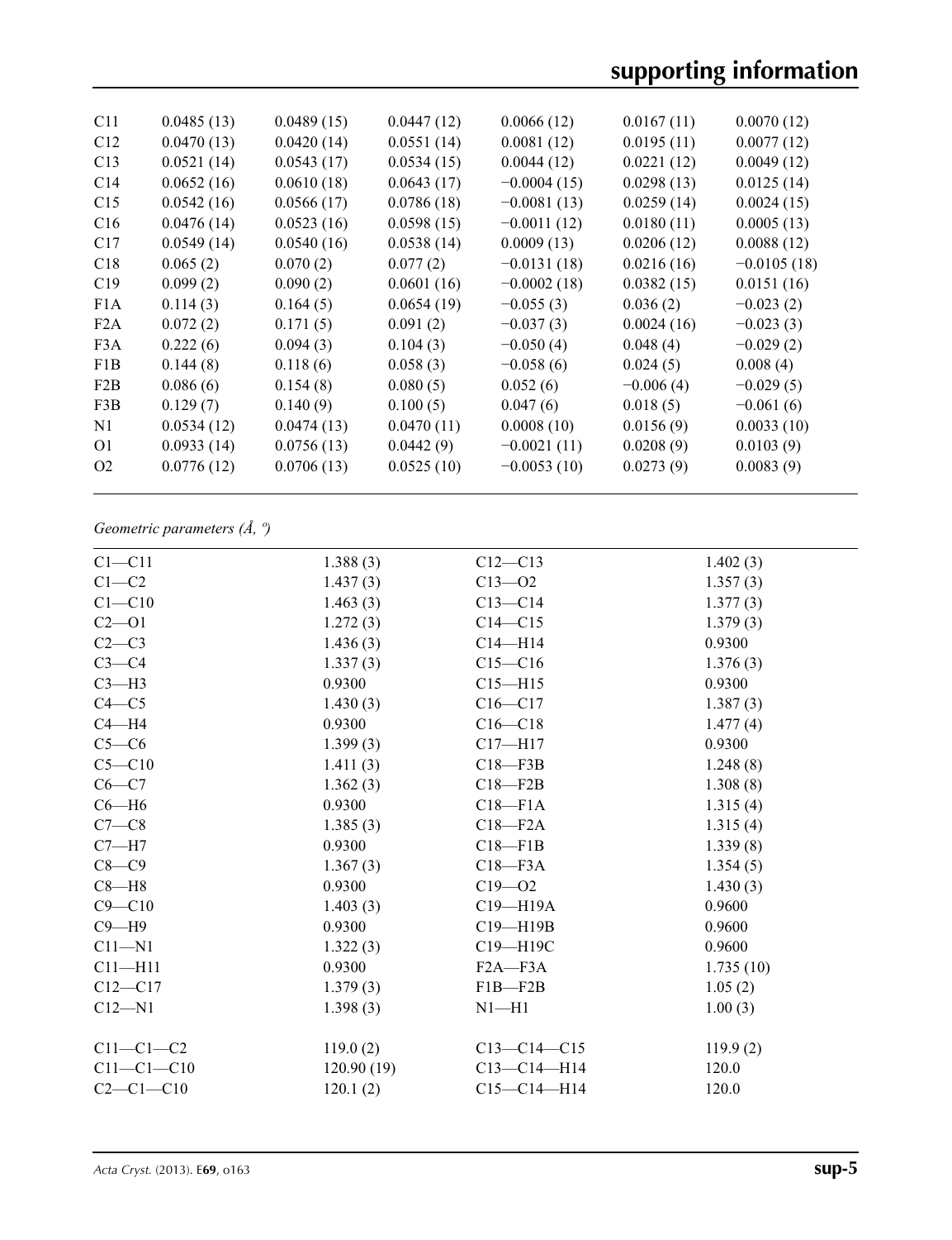| C11 | 0.0485 (13) | 0.0489 (15) | 0.0447 (12) | 0.0066 (12) | 0.0167 (11) | 0.0070 (12) |
|---|---|---|---|---|---|---|
| C12 | 0.0470 (13) | 0.0420 (14) | 0.0551 (14) | 0.0081 (12) | 0.0195 (11) | 0.0077 (12) |
| C13 | 0.0521 (14) | 0.0543 (17) | 0.0534 (15) | 0.0044 (12) | 0.0221 (12) | 0.0049 (12) |
| C14 | 0.0652 (16) | 0.0610 (18) | 0.0643 (17) | −0.0004 (15) | 0.0298 (13) | 0.0125 (14) |
| C15 | 0.0542 (16) | 0.0566 (17) | 0.0786 (18) | −0.0081 (13) | 0.0259 (14) | 0.0024 (15) |
| C16 | 0.0476 (14) | 0.0523 (16) | 0.0598 (15) | −0.0011 (12) | 0.0180 (11) | 0.0005 (13) |
| C17 | 0.0549 (14) | 0.0540 (16) | 0.0538 (14) | 0.0009 (13) | 0.0206 (12) | 0.0088 (12) |
| C18 | 0.065 (2) | 0.070 (2) | 0.077 (2) | −0.0131 (18) | 0.0216 (16) | −0.0105 (18) |
| C19 | 0.099 (2) | 0.090 (2) | 0.0601 (16) | −0.0002 (18) | 0.0382 (15) | 0.0151 (16) |
| F1A | 0.114 (3) | 0.164 (5) | 0.0654 (19) | −0.055 (3) | 0.036 (2) | −0.023 (2) |
| F2A | 0.072 (2) | 0.171 (5) | 0.091 (2) | −0.037 (3) | 0.0024 (16) | −0.023 (3) |
| F3A | 0.222 (6) | 0.094 (3) | 0.104 (3) | −0.050 (4) | 0.048 (4) | −0.029 (2) |
| F1B | 0.144 (8) | 0.118 (6) | 0.058 (3) | −0.058 (6) | 0.024 (5) | 0.008 (4) |
| F2B | 0.086 (6) | 0.154 (8) | 0.080 (5) | 0.052 (6) | −0.006 (4) | −0.029 (5) |
| F3B | 0.129 (7) | 0.140 (9) | 0.100 (5) | 0.047 (6) | 0.018 (5) | −0.061 (6) |
| N1 | 0.0534 (12) | 0.0474 (13) | 0.0470 (11) | 0.0008 (10) | 0.0156 (9) | 0.0033 (10) |
| O1 | 0.0933 (14) | 0.0756 (13) | 0.0442 (9) | −0.0021 (11) | 0.0208 (9) | 0.0103 (9) |
| O2 | 0.0776 (12) | 0.0706 (13) | 0.0525 (10) | −0.0053 (10) | 0.0273 (9) | 0.0083 (9) |

*Geometric parameters (Å, º)*

| | | | |
|---|---|---|---|
| C1—C11 | 1.388 (3) | C12—C13 | 1.402 (3) |
| C1—C2 | 1.437 (3) | C13—O2 | 1.357 (3) |
| C1—C10 | 1.463 (3) | C13—C14 | 1.377 (3) |
| C2—O1 | 1.272 (3) | C14—C15 | 1.379 (3) |
| C2—C3 | 1.436 (3) | C14—H14 | 0.9300 |
| C3—C4 | 1.337 (3) | C15—C16 | 1.376 (3) |
| C3—H3 | 0.9300 | C15—H15 | 0.9300 |
| C4—C5 | 1.430 (3) | C16—C17 | 1.387 (3) |
| C4—H4 | 0.9300 | C16—C18 | 1.477 (4) |
| C5—C6 | 1.399 (3) | C17—H17 | 0.9300 |
| C5—C10 | 1.411 (3) | C18—F3B | 1.248 (8) |
| C6—C7 | 1.362 (3) | C18—F2B | 1.308 (8) |
| C6—H6 | 0.9300 | C18—F1A | 1.315 (4) |
| C7—C8 | 1.385 (3) | C18—F2A | 1.315 (4) |
| C7—H7 | 0.9300 | C18—F1B | 1.339 (8) |
| C8—C9 | 1.367 (3) | C18—F3A | 1.354 (5) |
| C8—H8 | 0.9300 | C19—O2 | 1.430 (3) |
| C9—C10 | 1.403 (3) | C19—H19A | 0.9600 |
| C9—H9 | 0.9300 | C19—H19B | 0.9600 |
| C11—N1 | 1.322 (3) | C19—H19C | 0.9600 |
| C11—H11 | 0.9300 | F2A—F3A | 1.735 (10) |
| C12—C17 | 1.379 (3) | F1B—F2B | 1.05 (2) |
| C12—N1 | 1.398 (3) | N1—H1 | 1.00 (3) |
| | | | |
| C11—C1—C2 | 119.0 (2) | C13—C14—C15 | 119.9 (2) |
| C11—C1—C10 | 120.90 (19) | C13—C14—H14 | 120.0 |
| C2—C1—C10 | 120.1 (2) | C15—C14—H14 | 120.0 |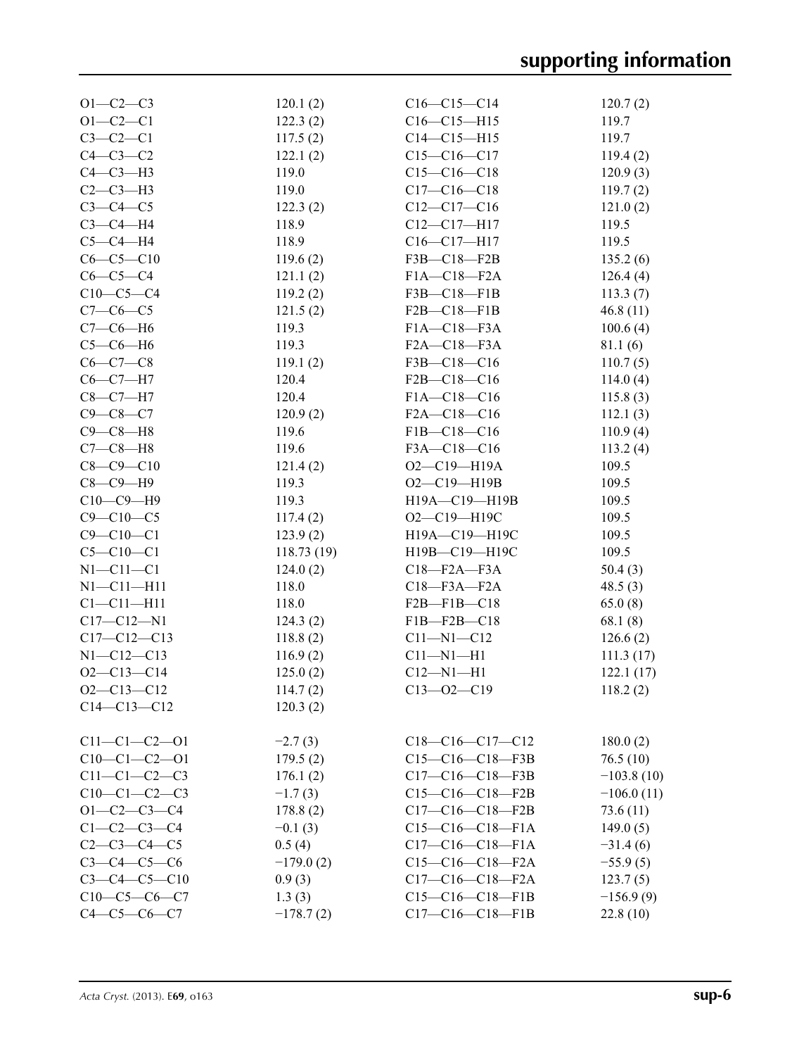| | | | |
|---|---|---|---|
| O1—C2—C3 | 120.1 (2) | C16—C15—C14 | 120.7 (2) |
| O1—C2—C1 | 122.3 (2) | C16—C15—H15 | 119.7 |
| C3—C2—C1 | 117.5 (2) | C14—C15—H15 | 119.7 |
| C4—C3—C2 | 122.1 (2) | C15—C16—C17 | 119.4 (2) |
| C4—C3—H3 | 119.0 | C15—C16—C18 | 120.9 (3) |
| C2—C3—H3 | 119.0 | C17—C16—C18 | 119.7 (2) |
| C3—C4—C5 | 122.3 (2) | C12—C17—C16 | 121.0 (2) |
| C3—C4—H4 | 118.9 | C12—C17—H17 | 119.5 |
| C5—C4—H4 | 118.9 | C16—C17—H17 | 119.5 |
| C6—C5—C10 | 119.6 (2) | F3B—C18—F2B | 135.2 (6) |
| C6—C5—C4 | 121.1 (2) | F1A—C18—F2A | 126.4 (4) |
| C10—C5—C4 | 119.2 (2) | F3B—C18—F1B | 113.3 (7) |
| C7—C6—C5 | 121.5 (2) | F2B—C18—F1B | 46.8 (11) |
| C7—C6—H6 | 119.3 | F1A—C18—F3A | 100.6 (4) |
| C5—C6—H6 | 119.3 | F2A—C18—F3A | 81.1 (6) |
| C6—C7—C8 | 119.1 (2) | F3B—C18—C16 | 110.7 (5) |
| C6—C7—H7 | 120.4 | F2B—C18—C16 | 114.0 (4) |
| C8—C7—H7 | 120.4 | F1A—C18—C16 | 115.8 (3) |
| C9—C8—C7 | 120.9 (2) | F2A—C18—C16 | 112.1 (3) |
| C9—C8—H8 | 119.6 | F1B—C18—C16 | 110.9 (4) |
| C7—C8—H8 | 119.6 | F3A—C18—C16 | 113.2 (4) |
| C8—C9—C10 | 121.4 (2) | O2—C19—H19A | 109.5 |
| C8—C9—H9 | 119.3 | O2—C19—H19B | 109.5 |
| C10—C9—H9 | 119.3 | H19A—C19—H19B | 109.5 |
| C9—C10—C5 | 117.4 (2) | O2—C19—H19C | 109.5 |
| C9—C10—C1 | 123.9 (2) | H19A—C19—H19C | 109.5 |
| C5—C10—C1 | 118.73 (19) | H19B—C19—H19C | 109.5 |
| N1—C11—C1 | 124.0 (2) | C18—F2A—F3A | 50.4 (3) |
| N1—C11—H11 | 118.0 | C18—F3A—F2A | 48.5 (3) |
| C1—C11—H11 | 118.0 | F2B—F1B—C18 | 65.0 (8) |
| C17—C12—N1 | 124.3 (2) | F1B—F2B—C18 | 68.1 (8) |
| C17—C12—C13 | 118.8 (2) | C11—N1—C12 | 126.6 (2) |
| N1—C12—C13 | 116.9 (2) | C11—N1—H1 | 111.3 (17) |
| O2—C13—C14 | 125.0 (2) | C12—N1—H1 | 122.1 (17) |
| O2—C13—C12 | 114.7 (2) | C13—O2—C19 | 118.2 (2) |
| C14—C13—C12 | 120.3 (2) | | |

| | | | |
|---|---|---|---|
| C11—C1—C2—O1 | −2.7 (3) | C18—C16—C17—C12 | 180.0 (2) |
| C10—C1—C2—O1 | 179.5 (2) | C15—C16—C18—F3B | 76.5 (10) |
| C11—C1—C2—C3 | 176.1 (2) | C17—C16—C18—F3B | −103.8 (10) |
| C10—C1—C2—C3 | −1.7 (3) | C15—C16—C18—F2B | −106.0 (11) |
| O1—C2—C3—C4 | 178.8 (2) | C17—C16—C18—F2B | 73.6 (11) |
| C1—C2—C3—C4 | −0.1 (3) | C15—C16—C18—F1A | 149.0 (5) |
| C2—C3—C4—C5 | 0.5 (4) | C17—C16—C18—F1A | −31.4 (6) |
| C3—C4—C5—C6 | −179.0 (2) | C15—C16—C18—F2A | −55.9 (5) |
| C3—C4—C5—C10 | 0.9 (3) | C17—C16—C18—F2A | 123.7 (5) |
| C10—C5—C6—C7 | 1.3 (3) | C15—C16—C18—F1B | −156.9 (9) |
| C4—C5—C6—C7 | −178.7 (2) | C17—C16—C18—F1B | 22.8 (10) |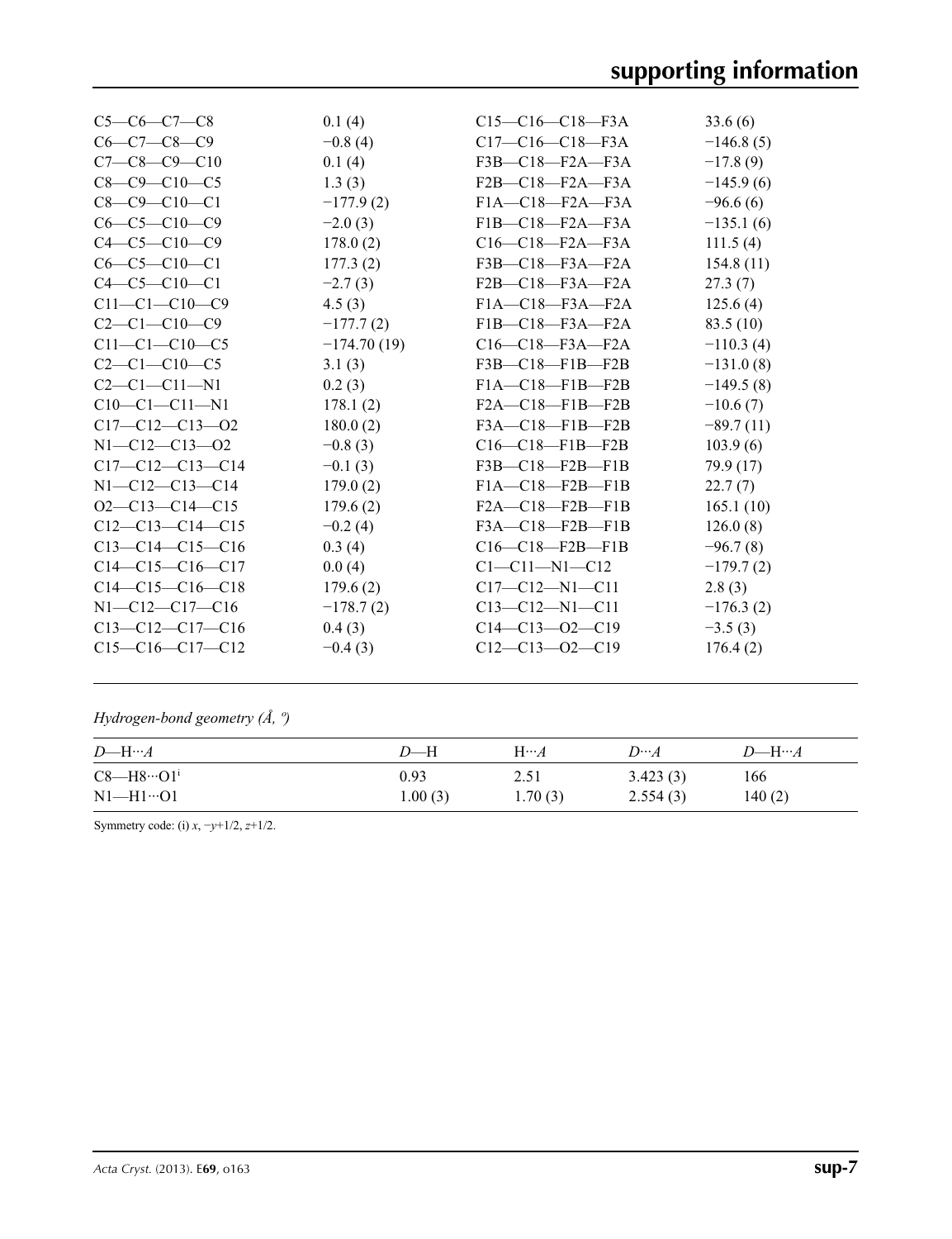| | | | |
|---|---|---|---|
| C5—C6—C7—C8 | 0.1 (4) | C15—C16—C18—F3A | 33.6 (6) |
| C6—C7—C8—C9 | −0.8 (4) | C17—C16—C18—F3A | −146.8 (5) |
| C7—C8—C9—C10 | 0.1 (4) | F3B—C18—F2A—F3A | −17.8 (9) |
| C8—C9—C10—C5 | 1.3 (3) | F2B—C18—F2A—F3A | −145.9 (6) |
| C8—C9—C10—C1 | −177.9 (2) | F1A—C18—F2A—F3A | −96.6 (6) |
| C6—C5—C10—C9 | −2.0 (3) | F1B—C18—F2A—F3A | −135.1 (6) |
| C4—C5—C10—C9 | 178.0 (2) | C16—C18—F2A—F3A | 111.5 (4) |
| C6—C5—C10—C1 | 177.3 (2) | F3B—C18—F3A—F2A | 154.8 (11) |
| C4—C5—C10—C1 | −2.7 (3) | F2B—C18—F3A—F2A | 27.3 (7) |
| C11—C1—C10—C9 | 4.5 (3) | F1A—C18—F3A—F2A | 125.6 (4) |
| C2—C1—C10—C9 | −177.7 (2) | F1B—C18—F3A—F2A | 83.5 (10) |
| C11—C1—C10—C5 | −174.70 (19) | C16—C18—F3A—F2A | −110.3 (4) |
| C2—C1—C10—C5 | 3.1 (3) | F3B—C18—F1B—F2B | −131.0 (8) |
| C2—C1—C11—N1 | 0.2 (3) | F1A—C18—F1B—F2B | −149.5 (8) |
| C10—C1—C11—N1 | 178.1 (2) | F2A—C18—F1B—F2B | −10.6 (7) |
| C17—C12—C13—O2 | 180.0 (2) | F3A—C18—F1B—F2B | −89.7 (11) |
| N1—C12—C13—O2 | −0.8 (3) | C16—C18—F1B—F2B | 103.9 (6) |
| C17—C12—C13—C14 | −0.1 (3) | F3B—C18—F2B—F1B | 79.9 (17) |
| N1—C12—C13—C14 | 179.0 (2) | F1A—C18—F2B—F1B | 22.7 (7) |
| O2—C13—C14—C15 | 179.6 (2) | F2A—C18—F2B—F1B | 165.1 (10) |
| C12—C13—C14—C15 | −0.2 (4) | F3A—C18—F2B—F1B | 126.0 (8) |
| C13—C14—C15—C16 | 0.3 (4) | C16—C18—F2B—F1B | −96.7 (8) |
| C14—C15—C16—C17 | 0.0 (4) | C1—C11—N1—C12 | −179.7 (2) |
| C14—C15—C16—C18 | 179.6 (2) | C17—C12—N1—C11 | 2.8 (3) |
| N1—C12—C17—C16 | −178.7 (2) | C13—C12—N1—C11 | −176.3 (2) |
| C13—C12—C17—C16 | 0.4 (3) | C14—C13—O2—C19 | −3.5 (3) |
| C15—C16—C17—C12 | −0.4 (3) | C12—C13—O2—C19 | 176.4 (2) |

*Hydrogen-bond geometry (Å, º)*

| *D*—H···*A* | *D*—H | H···*A* | *D*···*A* | *D*—H···*A* |
|---|---|---|---|---|
| C8—H8···O1[i] | 0.93 | 2.51 | 3.423 (3) | 166 |
| N1—H1···O1 | 1.00 (3) | 1.70 (3) | 2.554 (3) | 140 (2) |

Symmetry code: (i) $x$, $-y+1/2$, $z+1/2$.